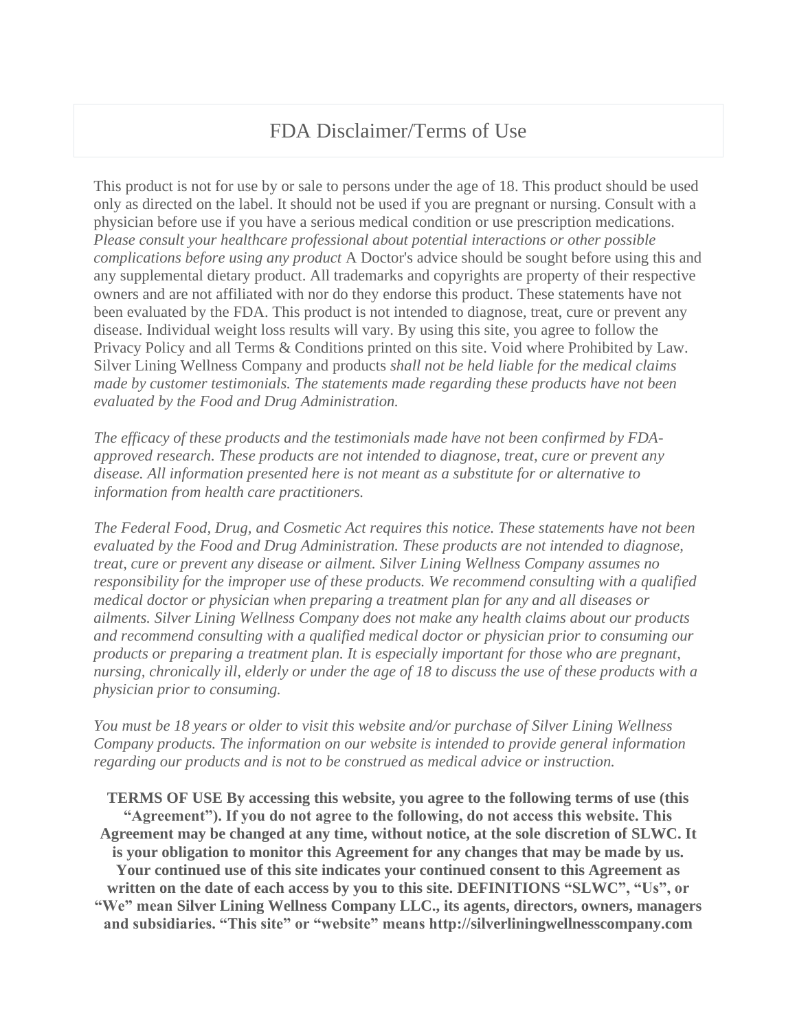# FDA Disclaimer/Terms of Use

This product is not for use by or sale to persons under the age of 18. This product should be used only as directed on the label. It should not be used if you are pregnant or nursing. Consult with a physician before use if you have a serious medical condition or use prescription medications. *Please consult your healthcare professional about potential interactions or other possible complications before using any product* A Doctor's advice should be sought before using this and any supplemental dietary product. All trademarks and copyrights are property of their respective owners and are not affiliated with nor do they endorse this product. These statements have not been evaluated by the FDA. This product is not intended to diagnose, treat, cure or prevent any disease. Individual weight loss results will vary. By using this site, you agree to follow the Privacy Policy and all Terms & Conditions printed on this site. Void where Prohibited by Law. Silver Lining Wellness Company and products *shall not be held liable for the medical claims made by customer testimonials. The statements made regarding these products have not been evaluated by the Food and Drug Administration.*

*The efficacy of these products and the testimonials made have not been confirmed by FDA-approved research. These products are not intended to diagnose, treat, cure or prevent any disease. All information presented here is not meant as a substitute for or alternative to information from health care practitioners.*

*The Federal Food, Drug, and Cosmetic Act requires this notice. These statements have not been evaluated by the Food and Drug Administration. These products are not intended to diagnose, treat, cure or prevent any disease or ailment. Silver Lining Wellness Company assumes no responsibility for the improper use of these products. We recommend consulting with a qualified medical doctor or physician when preparing a treatment plan for any and all diseases or ailments. Silver Lining Wellness Company does not make any health claims about our products and recommend consulting with a qualified medical doctor or physician prior to consuming our products or preparing a treatment plan. It is especially important for those who are pregnant, nursing, chronically ill, elderly or under the age of 18 to discuss the use of these products with a physician prior to consuming.*

*You must be 18 years or older to visit this website and/or purchase of Silver Lining Wellness Company products. The information on our website is intended to provide general information regarding our products and is not to be construed as medical advice or instruction.*

**TERMS OF USE By accessing this website, you agree to the following terms of use (this "Agreement"). If you do not agree to the following, do not access this website. This Agreement may be changed at any time, without notice, at the sole discretion of SLWC. It is your obligation to monitor this Agreement for any changes that may be made by us. Your continued use of this site indicates your continued consent to this Agreement as written on the date of each access by you to this site. DEFINITIONS "SLWC", "Us", or "We" mean Silver Lining Wellness Company LLC., its agents, directors, owners, managers and subsidiaries. "This site" or "website" means http://silverliningwellnesscompany.com**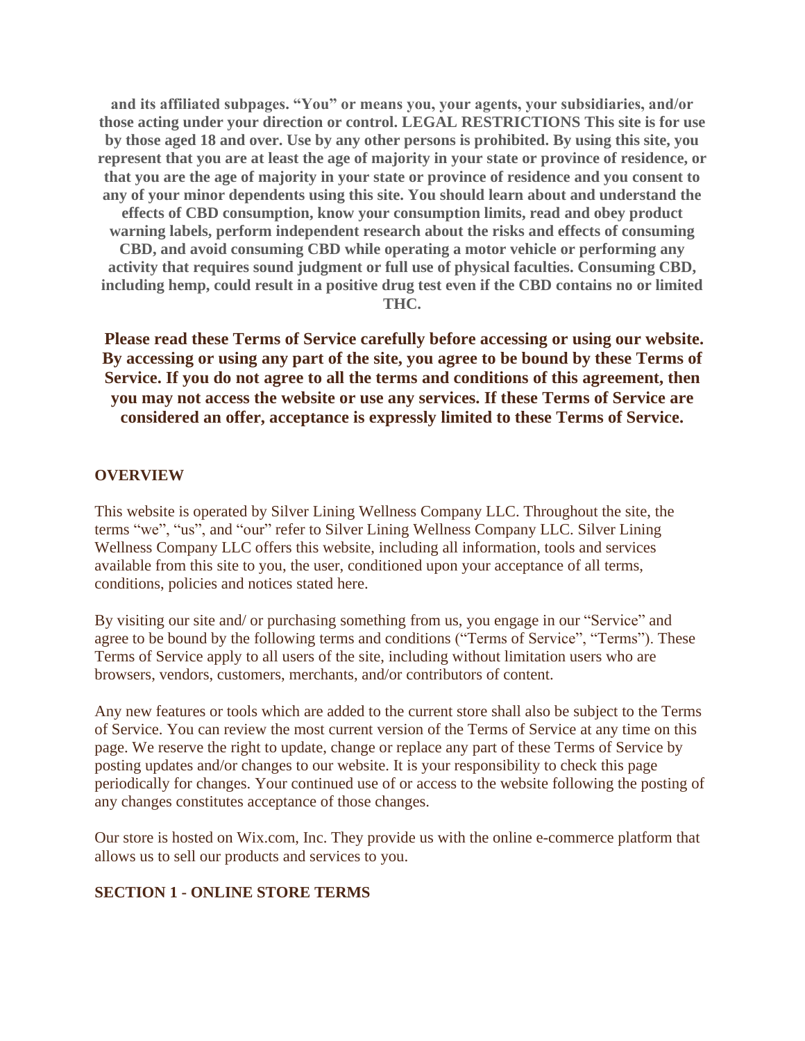**and its affiliated subpages. "You" or means you, your agents, your subsidiaries, and/or those acting under your direction or control. LEGAL RESTRICTIONS This site is for use by those aged 18 and over. Use by any other persons is prohibited. By using this site, you represent that you are at least the age of majority in your state or province of residence, or that you are the age of majority in your state or province of residence and you consent to any of your minor dependents using this site. You should learn about and understand the effects of CBD consumption, know your consumption limits, read and obey product warning labels, perform independent research about the risks and effects of consuming CBD, and avoid consuming CBD while operating a motor vehicle or performing any activity that requires sound judgment or full use of physical faculties. Consuming CBD, including hemp, could result in a positive drug test even if the CBD contains no or limited THC.**

**Please read these Terms of Service carefully before accessing or using our website. By accessing or using any part of the site, you agree to be bound by these Terms of Service. If you do not agree to all the terms and conditions of this agreement, then you may not access the website or use any services. If these Terms of Service are considered an offer, acceptance is expressly limited to these Terms of Service.**

## OVERVIEW

This website is operated by Silver Lining Wellness Company LLC. Throughout the site, the terms "we", "us", and "our" refer to Silver Lining Wellness Company LLC. Silver Lining Wellness Company LLC offers this website, including all information, tools and services available from this site to you, the user, conditioned upon your acceptance of all terms, conditions, policies and notices stated here.

By visiting our site and/ or purchasing something from us, you engage in our "Service" and agree to be bound by the following terms and conditions ("Terms of Service", "Terms"). These Terms of Service apply to all users of the site, including without limitation users who are browsers, vendors, customers, merchants, and/or contributors of content.

Any new features or tools which are added to the current store shall also be subject to the Terms of Service. You can review the most current version of the Terms of Service at any time on this page. We reserve the right to update, change or replace any part of these Terms of Service by posting updates and/or changes to our website. It is your responsibility to check this page periodically for changes. Your continued use of or access to the website following the posting of any changes constitutes acceptance of those changes.

Our store is hosted on Wix.com, Inc. They provide us with the online e-commerce platform that allows us to sell our products and services to you.

## SECTION 1 - ONLINE STORE TERMS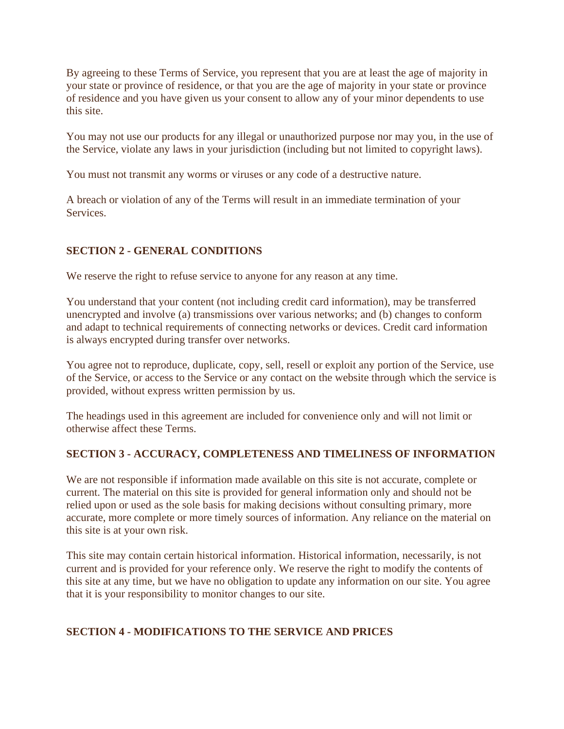By agreeing to these Terms of Service, you represent that you are at least the age of majority in your state or province of residence, or that you are the age of majority in your state or province of residence and you have given us your consent to allow any of your minor dependents to use this site.

You may not use our products for any illegal or unauthorized purpose nor may you, in the use of the Service, violate any laws in your jurisdiction (including but not limited to copyright laws).

You must not transmit any worms or viruses or any code of a destructive nature.

A breach or violation of any of the Terms will result in an immediate termination of your Services.

## SECTION 2 - GENERAL CONDITIONS

We reserve the right to refuse service to anyone for any reason at any time.

You understand that your content (not including credit card information), may be transferred unencrypted and involve (a) transmissions over various networks; and (b) changes to conform and adapt to technical requirements of connecting networks or devices. Credit card information is always encrypted during transfer over networks.

You agree not to reproduce, duplicate, copy, sell, resell or exploit any portion of the Service, use of the Service, or access to the Service or any contact on the website through which the service is provided, without express written permission by us.

The headings used in this agreement are included for convenience only and will not limit or otherwise affect these Terms.

## SECTION 3 - ACCURACY, COMPLETENESS AND TIMELINESS OF INFORMATION

We are not responsible if information made available on this site is not accurate, complete or current. The material on this site is provided for general information only and should not be relied upon or used as the sole basis for making decisions without consulting primary, more accurate, more complete or more timely sources of information. Any reliance on the material on this site is at your own risk.

This site may contain certain historical information. Historical information, necessarily, is not current and is provided for your reference only. We reserve the right to modify the contents of this site at any time, but we have no obligation to update any information on our site. You agree that it is your responsibility to monitor changes to our site.

## SECTION 4 - MODIFICATIONS TO THE SERVICE AND PRICES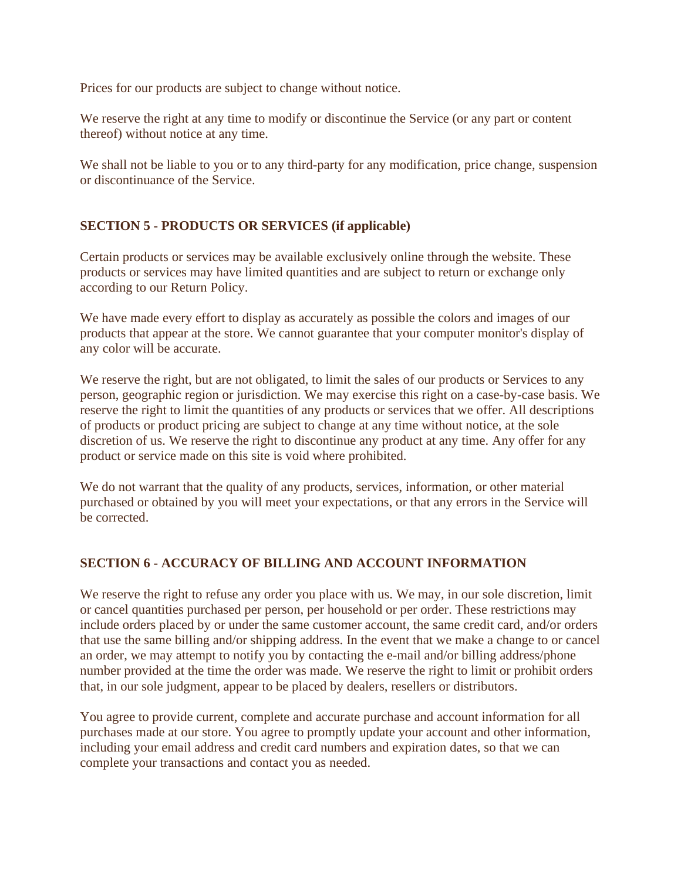Prices for our products are subject to change without notice.

We reserve the right at any time to modify or discontinue the Service (or any part or content thereof) without notice at any time.

We shall not be liable to you or to any third-party for any modification, price change, suspension or discontinuance of the Service.

### SECTION 5 - PRODUCTS OR SERVICES (if applicable)

Certain products or services may be available exclusively online through the website. These products or services may have limited quantities and are subject to return or exchange only according to our Return Policy.

We have made every effort to display as accurately as possible the colors and images of our products that appear at the store. We cannot guarantee that your computer monitor's display of any color will be accurate.

We reserve the right, but are not obligated, to limit the sales of our products or Services to any person, geographic region or jurisdiction. We may exercise this right on a case-by-case basis. We reserve the right to limit the quantities of any products or services that we offer. All descriptions of products or product pricing are subject to change at any time without notice, at the sole discretion of us. We reserve the right to discontinue any product at any time. Any offer for any product or service made on this site is void where prohibited.

We do not warrant that the quality of any products, services, information, or other material purchased or obtained by you will meet your expectations, or that any errors in the Service will be corrected.

### SECTION 6 - ACCURACY OF BILLING AND ACCOUNT INFORMATION

We reserve the right to refuse any order you place with us. We may, in our sole discretion, limit or cancel quantities purchased per person, per household or per order. These restrictions may include orders placed by or under the same customer account, the same credit card, and/or orders that use the same billing and/or shipping address. In the event that we make a change to or cancel an order, we may attempt to notify you by contacting the e-mail and/or billing address/phone number provided at the time the order was made. We reserve the right to limit or prohibit orders that, in our sole judgment, appear to be placed by dealers, resellers or distributors.

You agree to provide current, complete and accurate purchase and account information for all purchases made at our store. You agree to promptly update your account and other information, including your email address and credit card numbers and expiration dates, so that we can complete your transactions and contact you as needed.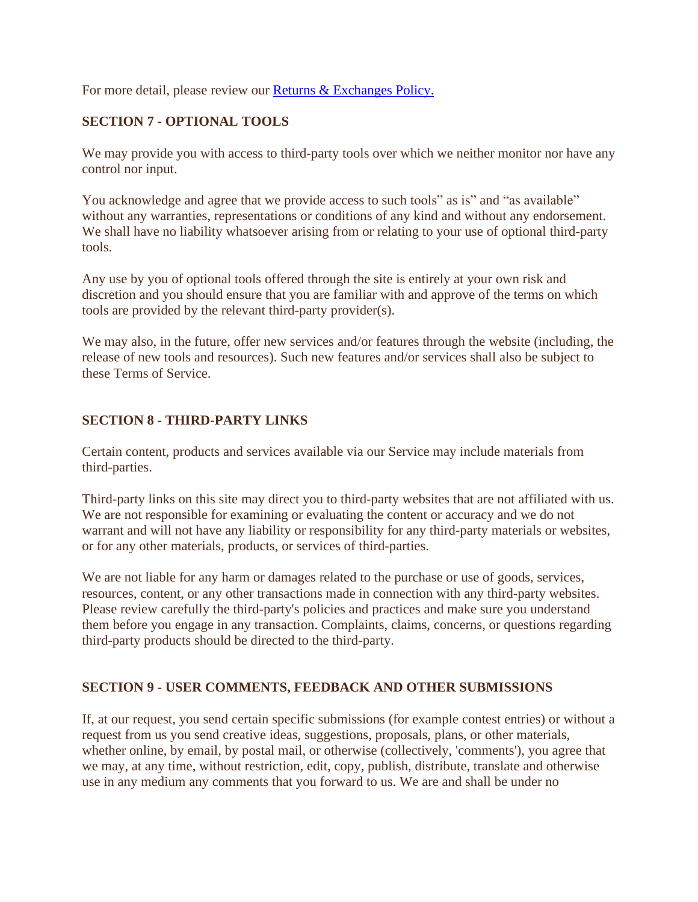For more detail, please review our [Returns & Exchanges Policy.]()

**SECTION 7 - OPTIONAL TOOLS**

We may provide you with access to third-party tools over which we neither monitor nor have any control nor input.

You acknowledge and agree that we provide access to such tools" as is" and "as available" without any warranties, representations or conditions of any kind and without any endorsement. We shall have no liability whatsoever arising from or relating to your use of optional third-party tools.

Any use by you of optional tools offered through the site is entirely at your own risk and discretion and you should ensure that you are familiar with and approve of the terms on which tools are provided by the relevant third-party provider(s).

We may also, in the future, offer new services and/or features through the website (including, the release of new tools and resources). Such new features and/or services shall also be subject to these Terms of Service.

**SECTION 8 - THIRD-PARTY LINKS**

Certain content, products and services available via our Service may include materials from third-parties.

Third-party links on this site may direct you to third-party websites that are not affiliated with us. We are not responsible for examining or evaluating the content or accuracy and we do not warrant and will not have any liability or responsibility for any third-party materials or websites, or for any other materials, products, or services of third-parties.

We are not liable for any harm or damages related to the purchase or use of goods, services, resources, content, or any other transactions made in connection with any third-party websites. Please review carefully the third-party's policies and practices and make sure you understand them before you engage in any transaction. Complaints, claims, concerns, or questions regarding third-party products should be directed to the third-party.

**SECTION 9 - USER COMMENTS, FEEDBACK AND OTHER SUBMISSIONS**

If, at our request, you send certain specific submissions (for example contest entries) or without a request from us you send creative ideas, suggestions, proposals, plans, or other materials, whether online, by email, by postal mail, or otherwise (collectively, 'comments'), you agree that we may, at any time, without restriction, edit, copy, publish, distribute, translate and otherwise use in any medium any comments that you forward to us. We are and shall be under no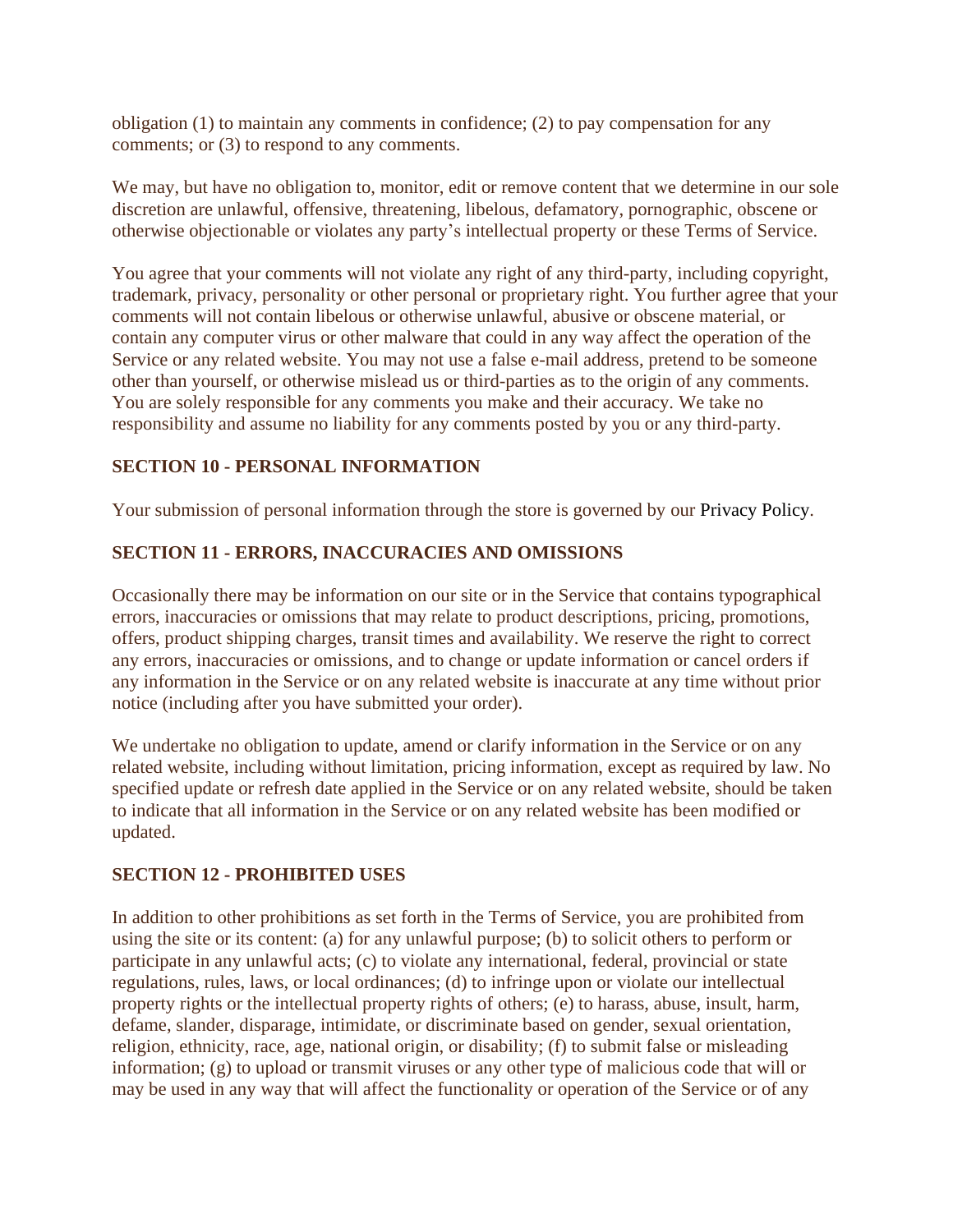obligation (1) to maintain any comments in confidence; (2) to pay compensation for any comments; or (3) to respond to any comments.

We may, but have no obligation to, monitor, edit or remove content that we determine in our sole discretion are unlawful, offensive, threatening, libelous, defamatory, pornographic, obscene or otherwise objectionable or violates any party's intellectual property or these Terms of Service.

You agree that your comments will not violate any right of any third-party, including copyright, trademark, privacy, personality or other personal or proprietary right. You further agree that your comments will not contain libelous or otherwise unlawful, abusive or obscene material, or contain any computer virus or other malware that could in any way affect the operation of the Service or any related website. You may not use a false e-mail address, pretend to be someone other than yourself, or otherwise mislead us or third-parties as to the origin of any comments. You are solely responsible for any comments you make and their accuracy. We take no responsibility and assume no liability for any comments posted by you or any third-party.

### SECTION 10 - PERSONAL INFORMATION

Your submission of personal information through the store is governed by our Privacy Policy.

### SECTION 11 - ERRORS, INACCURACIES AND OMISSIONS

Occasionally there may be information on our site or in the Service that contains typographical errors, inaccuracies or omissions that may relate to product descriptions, pricing, promotions, offers, product shipping charges, transit times and availability. We reserve the right to correct any errors, inaccuracies or omissions, and to change or update information or cancel orders if any information in the Service or on any related website is inaccurate at any time without prior notice (including after you have submitted your order).

We undertake no obligation to update, amend or clarify information in the Service or on any related website, including without limitation, pricing information, except as required by law. No specified update or refresh date applied in the Service or on any related website, should be taken to indicate that all information in the Service or on any related website has been modified or updated.

### SECTION 12 - PROHIBITED USES

In addition to other prohibitions as set forth in the Terms of Service, you are prohibited from using the site or its content: (a) for any unlawful purpose; (b) to solicit others to perform or participate in any unlawful acts; (c) to violate any international, federal, provincial or state regulations, rules, laws, or local ordinances; (d) to infringe upon or violate our intellectual property rights or the intellectual property rights of others; (e) to harass, abuse, insult, harm, defame, slander, disparage, intimidate, or discriminate based on gender, sexual orientation, religion, ethnicity, race, age, national origin, or disability; (f) to submit false or misleading information; (g) to upload or transmit viruses or any other type of malicious code that will or may be used in any way that will affect the functionality or operation of the Service or of any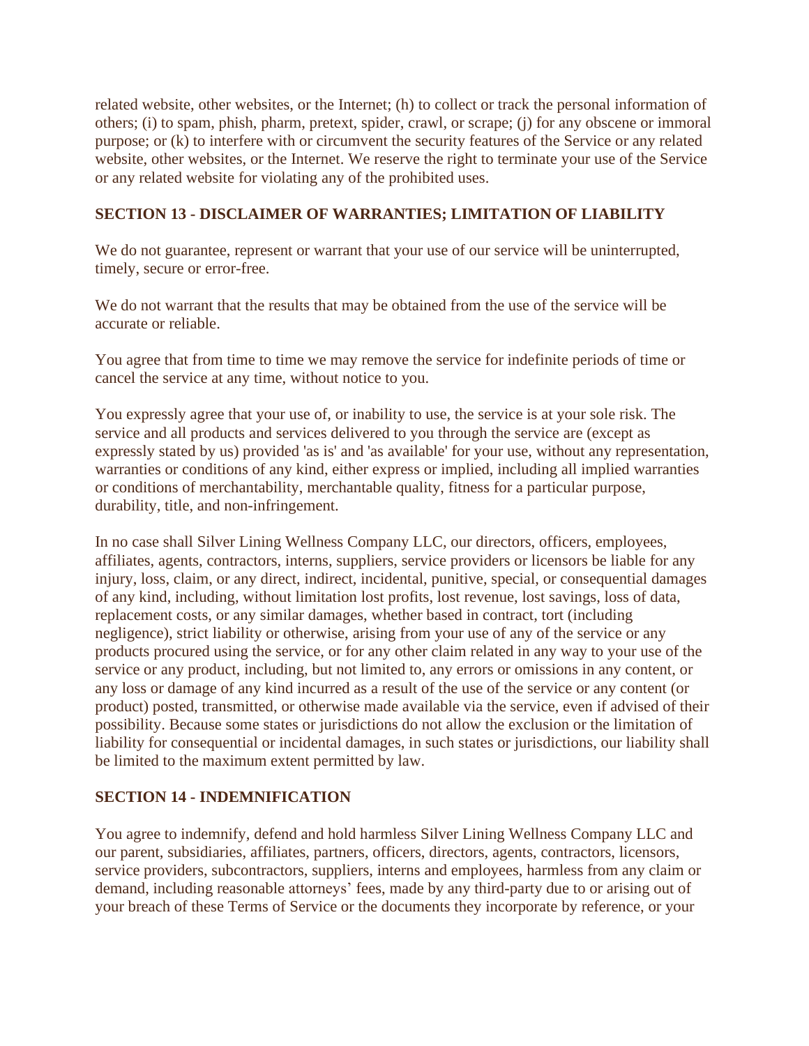related website, other websites, or the Internet; (h) to collect or track the personal information of others; (i) to spam, phish, pharm, pretext, spider, crawl, or scrape; (j) for any obscene or immoral purpose; or (k) to interfere with or circumvent the security features of the Service or any related website, other websites, or the Internet. We reserve the right to terminate your use of the Service or any related website for violating any of the prohibited uses.

**SECTION 13 - DISCLAIMER OF WARRANTIES; LIMITATION OF LIABILITY**

We do not guarantee, represent or warrant that your use of our service will be uninterrupted, timely, secure or error-free.

We do not warrant that the results that may be obtained from the use of the service will be accurate or reliable.

You agree that from time to time we may remove the service for indefinite periods of time or cancel the service at any time, without notice to you.

You expressly agree that your use of, or inability to use, the service is at your sole risk. The service and all products and services delivered to you through the service are (except as expressly stated by us) provided 'as is' and 'as available' for your use, without any representation, warranties or conditions of any kind, either express or implied, including all implied warranties or conditions of merchantability, merchantable quality, fitness for a particular purpose, durability, title, and non-infringement.

In no case shall Silver Lining Wellness Company LLC, our directors, officers, employees, affiliates, agents, contractors, interns, suppliers, service providers or licensors be liable for any injury, loss, claim, or any direct, indirect, incidental, punitive, special, or consequential damages of any kind, including, without limitation lost profits, lost revenue, lost savings, loss of data, replacement costs, or any similar damages, whether based in contract, tort (including negligence), strict liability or otherwise, arising from your use of any of the service or any products procured using the service, or for any other claim related in any way to your use of the service or any product, including, but not limited to, any errors or omissions in any content, or any loss or damage of any kind incurred as a result of the use of the service or any content (or product) posted, transmitted, or otherwise made available via the service, even if advised of their possibility. Because some states or jurisdictions do not allow the exclusion or the limitation of liability for consequential or incidental damages, in such states or jurisdictions, our liability shall be limited to the maximum extent permitted by law.

**SECTION 14 - INDEMNIFICATION**

You agree to indemnify, defend and hold harmless Silver Lining Wellness Company LLC and our parent, subsidiaries, affiliates, partners, officers, directors, agents, contractors, licensors, service providers, subcontractors, suppliers, interns and employees, harmless from any claim or demand, including reasonable attorneys' fees, made by any third-party due to or arising out of your breach of these Terms of Service or the documents they incorporate by reference, or your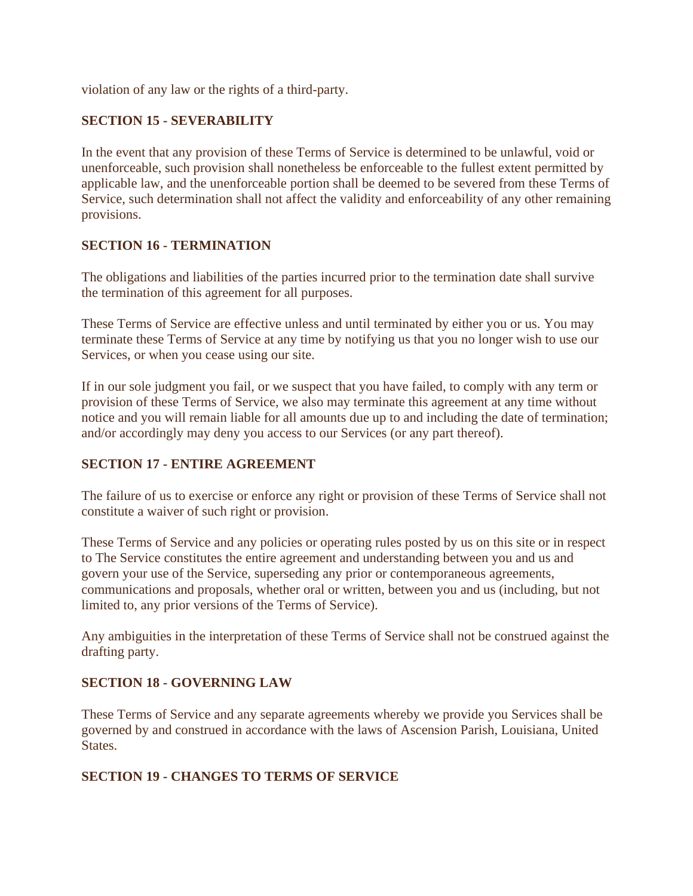violation of any law or the rights of a third-party.

**SECTION 15 - SEVERABILITY**

In the event that any provision of these Terms of Service is determined to be unlawful, void or unenforceable, such provision shall nonetheless be enforceable to the fullest extent permitted by applicable law, and the unenforceable portion shall be deemed to be severed from these Terms of Service, such determination shall not affect the validity and enforceability of any other remaining provisions.

**SECTION 16 - TERMINATION**

The obligations and liabilities of the parties incurred prior to the termination date shall survive the termination of this agreement for all purposes.

These Terms of Service are effective unless and until terminated by either you or us. You may terminate these Terms of Service at any time by notifying us that you no longer wish to use our Services, or when you cease using our site.

If in our sole judgment you fail, or we suspect that you have failed, to comply with any term or provision of these Terms of Service, we also may terminate this agreement at any time without notice and you will remain liable for all amounts due up to and including the date of termination; and/or accordingly may deny you access to our Services (or any part thereof).

**SECTION 17 - ENTIRE AGREEMENT**

The failure of us to exercise or enforce any right or provision of these Terms of Service shall not constitute a waiver of such right or provision.

These Terms of Service and any policies or operating rules posted by us on this site or in respect to The Service constitutes the entire agreement and understanding between you and us and govern your use of the Service, superseding any prior or contemporaneous agreements, communications and proposals, whether oral or written, between you and us (including, but not limited to, any prior versions of the Terms of Service).

Any ambiguities in the interpretation of these Terms of Service shall not be construed against the drafting party.

**SECTION 18 - GOVERNING LAW**

These Terms of Service and any separate agreements whereby we provide you Services shall be governed by and construed in accordance with the laws of Ascension Parish, Louisiana, United States.

**SECTION 19 - CHANGES TO TERMS OF SERVICE**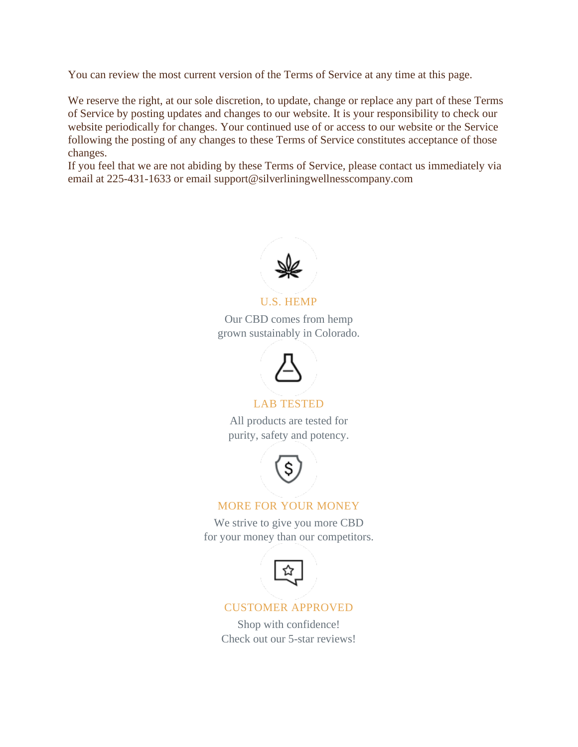You can review the most current version of the Terms of Service at any time at this page.

We reserve the right, at our sole discretion, to update, change or replace any part of these Terms of Service by posting updates and changes to our website. It is your responsibility to check our website periodically for changes. Your continued use of or access to our website or the Service following the posting of any changes to these Terms of Service constitutes acceptance of those changes.
If you feel that we are not abiding by these Terms of Service, please contact us immediately via email at 225-431-1633 or email support@silverliningwellnesscompany.com

U.S. HEMP

Our CBD comes from hemp grown sustainably in Colorado.

LAB TESTED

All products are tested for purity, safety and potency.

MORE FOR YOUR MONEY

We strive to give you more CBD for your money than our competitors.

CUSTOMER APPROVED

Shop with confidence!
Check out our 5-star reviews!